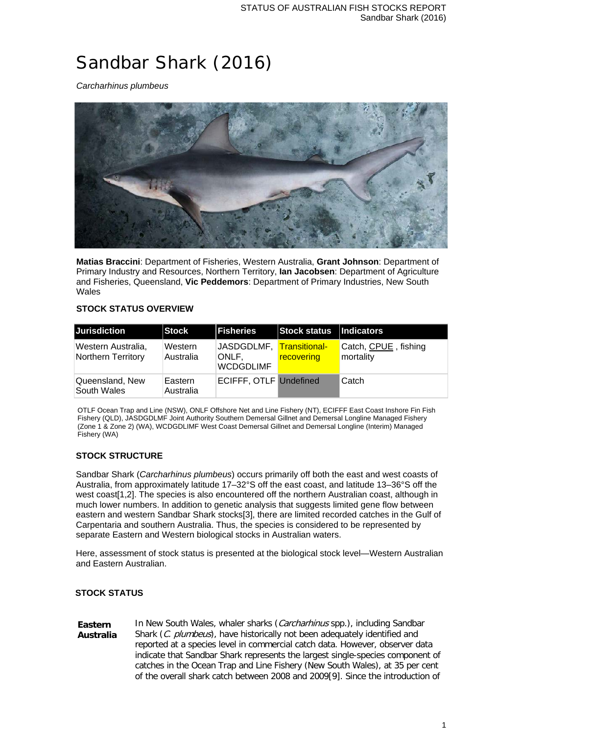# Sandbar Shark (2016)

*Carcharhinus plumbeus*

**Matias Braccini**: Department of Fisheries, Western Australia, **Grant Johnson**: Department of Primary Industry and Resources, Northern Territory, **Ian Jacobsen**: Department of Agriculture and Fisheries, Queensland, **Vic Peddemors**: Department of Primary Industries, New South Wales

## STOCK STATUS OVERVIEW

| Jurisdiction | Stock | Fisheries | Stock status | Indicators |
|---|---|---|---|---|
| Western Australia, Northern Territory | Western Australia | JASDGDLMF, ONLF, WCDGDLIMF | Transitional-recovering | Catch, CPUE , fishing mortality |
| Queensland, New South Wales | Eastern Australia | ECIFFF, OTLF | Undefined | Catch |

OTLF Ocean Trap and Line (NSW), ONLF Offshore Net and Line Fishery (NT), ECIFFF East Coast Inshore Fin Fish Fishery (QLD), JASDGDLMF Joint Authority Southern Demersal Gillnet and Demersal Longline Managed Fishery (Zone 1 & Zone 2) (WA), WCDGDLIMF West Coast Demersal Gillnet and Demersal Longline (Interim) Managed Fishery (WA)

## STOCK STRUCTURE

Sandbar Shark (*Carcharhinus plumbeus*) occurs primarily off both the east and west coasts of Australia, from approximately latitude 17–32°S off the east coast, and latitude 13–36°S off the west coast[1,2]. The species is also encountered off the northern Australian coast, although in much lower numbers. In addition to genetic analysis that suggests limited gene flow between eastern and western Sandbar Shark stocks[3], there are limited recorded catches in the Gulf of Carpentaria and southern Australia. Thus, the species is considered to be represented by separate Eastern and Western biological stocks in Australian waters.

Here, assessment of stock status is presented at the biological stock level—Western Australian and Eastern Australian.

## STOCK STATUS

**Eastern Australia**

In New South Wales, whaler sharks (*Carcharhinus* spp.), including Sandbar Shark (*C. plumbeus*), have historically not been adequately identified and reported at a species level in commercial catch data. However, observer data indicate that Sandbar Shark represents the largest single-species component of catches in the Ocean Trap and Line Fishery (New South Wales), at 35 per cent of the overall shark catch between 2008 and 2009[9]. Since the introduction of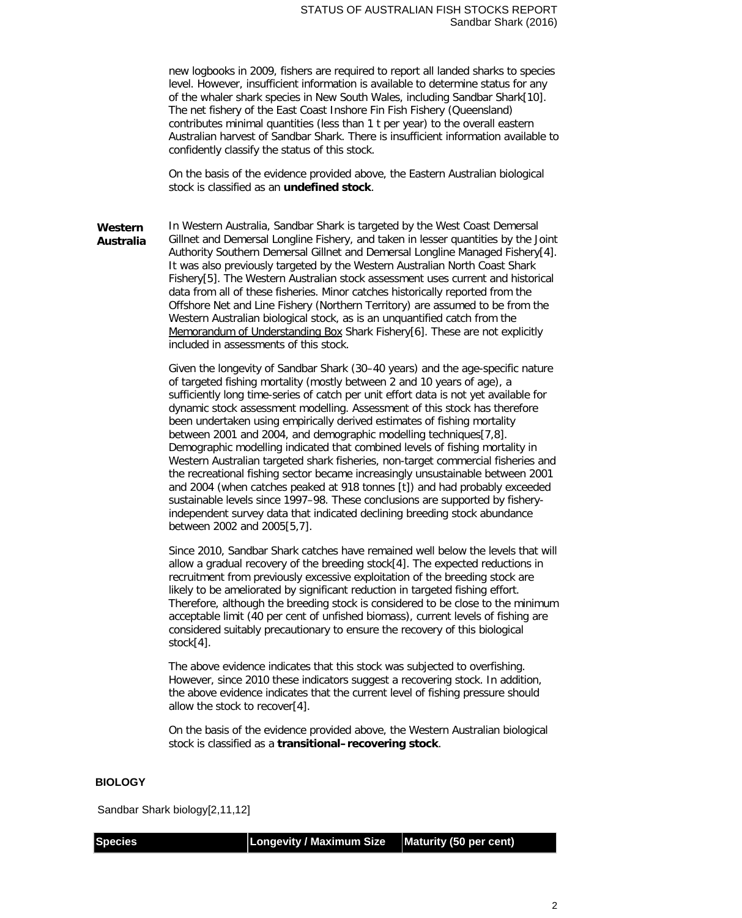new logbooks in 2009, fishers are required to report all landed sharks to species level. However, insufficient information is available to determine status for any of the whaler shark species in New South Wales, including Sandbar Shark[10]. The net fishery of the East Coast Inshore Fin Fish Fishery (Queensland) contributes minimal quantities (less than 1 t per year) to the overall eastern Australian harvest of Sandbar Shark. There is insufficient information available to confidently classify the status of this stock.

On the basis of the evidence provided above, the Eastern Australian biological stock is classified as an **undefined stock**.

**Western Australia**

In Western Australia, Sandbar Shark is targeted by the West Coast Demersal Gillnet and Demersal Longline Fishery, and taken in lesser quantities by the Joint Authority Southern Demersal Gillnet and Demersal Longline Managed Fishery[4]. It was also previously targeted by the Western Australian North Coast Shark Fishery[5]. The Western Australian stock assessment uses current and historical data from all of these fisheries. Minor catches historically reported from the Offshore Net and Line Fishery (Northern Territory) are assumed to be from the Western Australian biological stock, as is an unquantified catch from the Memorandum of Understanding Box Shark Fishery[6]. These are not explicitly included in assessments of this stock.

Given the longevity of Sandbar Shark (30–40 years) and the age-specific nature of targeted fishing mortality (mostly between 2 and 10 years of age), a sufficiently long time-series of catch per unit effort data is not yet available for dynamic stock assessment modelling. Assessment of this stock has therefore been undertaken using empirically derived estimates of fishing mortality between 2001 and 2004, and demographic modelling techniques[7,8]. Demographic modelling indicated that combined levels of fishing mortality in Western Australian targeted shark fisheries, non-target commercial fisheries and the recreational fishing sector became increasingly unsustainable between 2001 and 2004 (when catches peaked at 918 tonnes [t]) and had probably exceeded sustainable levels since 1997–98. These conclusions are supported by fishery-independent survey data that indicated declining breeding stock abundance between 2002 and 2005[5,7].

Since 2010, Sandbar Shark catches have remained well below the levels that will allow a gradual recovery of the breeding stock[4]. The expected reductions in recruitment from previously excessive exploitation of the breeding stock are likely to be ameliorated by significant reduction in targeted fishing effort. Therefore, although the breeding stock is considered to be close to the minimum acceptable limit (40 per cent of unfished biomass), current levels of fishing are considered suitably precautionary to ensure the recovery of this biological stock[4].

The above evidence indicates that this stock was subjected to overfishing. However, since 2010 these indicators suggest a recovering stock. In addition, the above evidence indicates that the current level of fishing pressure should allow the stock to recover[4].

On the basis of the evidence provided above, the Western Australian biological stock is classified as a **transitional–recovering stock**.

## BIOLOGY

Sandbar Shark biology[2,11,12]

| Species | Longevity / Maximum Size | Maturity (50 per cent) |
| --- | --- | --- |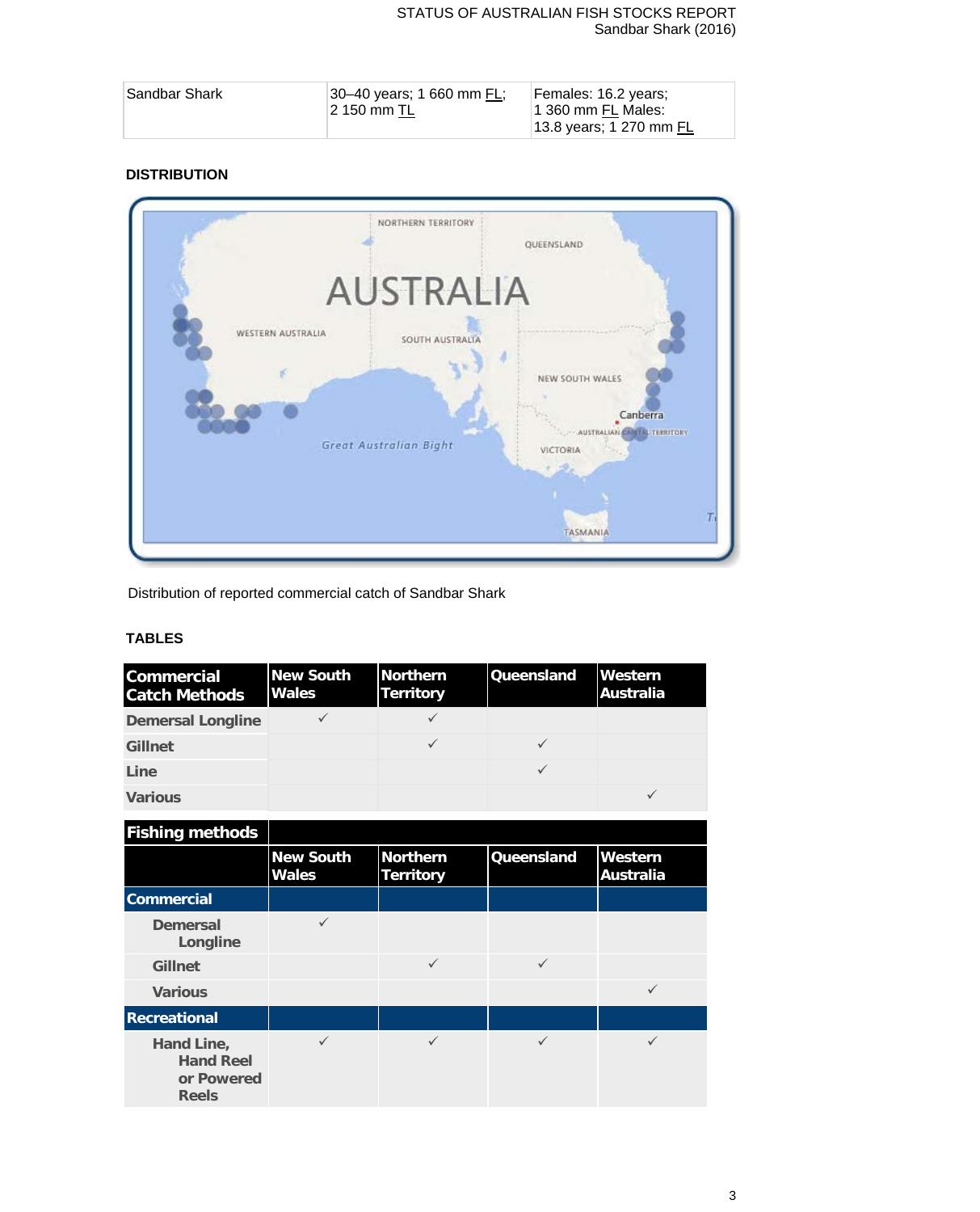| Sandbar Shark | 30–40 years; 1 660 mm FL; 2 150 mm TL | Females: 16.2 years; 1 360 mm FL Males: 13.8 years; 1 270 mm FL |
|---|---|---|

## DISTRIBUTION

Distribution of reported commercial catch of Sandbar Shark

## TABLES

| Commercial Catch Methods | New South Wales | Northern Territory | Queensland | Western Australia |
|---|---|---|---|---|
| Demersal Longline | ✓ | ✓ | | |
| Gillnet | | ✓ | ✓ | |
| Line | | | ✓ | |
| Various | | | | ✓ |

| Fishing methods | | | | |
|---|---|---|---|---|
| | New South Wales | Northern Territory | Queensland | Western Australia |
| Commercial | | | | |
| Demersal Longline | ✓ | | | |
| Gillnet | | ✓ | ✓ | |
| Various | | | | ✓ |
| Recreational | | | | |
| Hand Line, Hand Reel or Powered Reels | ✓ | ✓ | ✓ | ✓ |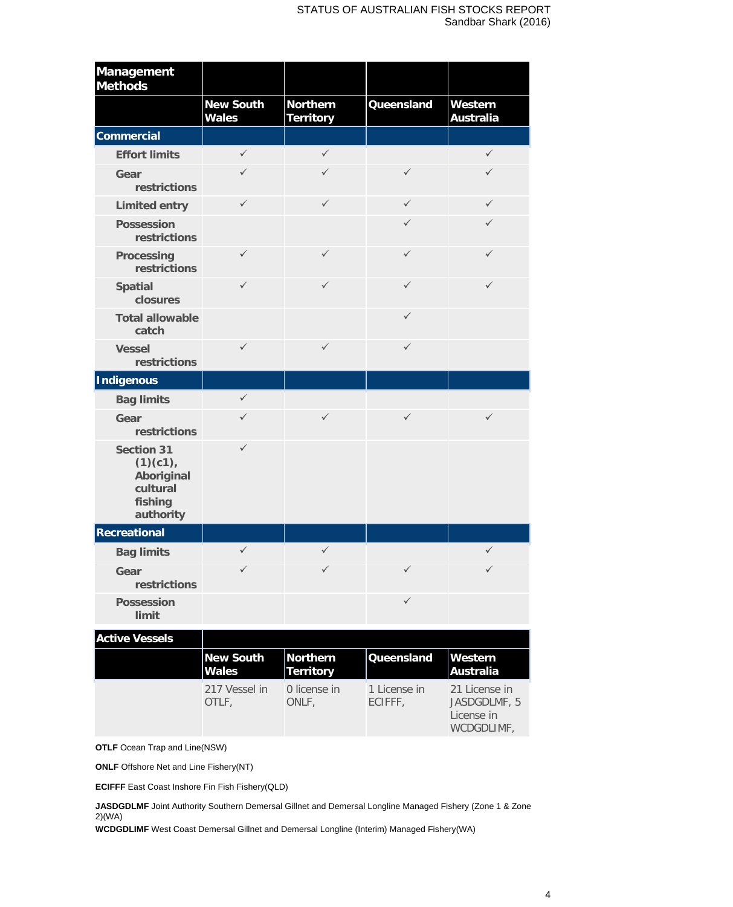| Management Methods | | | | |
|---|---|---|---|---|
| | New South Wales | Northern Territory | Queensland | Western Australia |
| **Commercial** | | | | |
| Effort limits | ✓ | ✓ | | ✓ |
| Gear restrictions | ✓ | ✓ | ✓ | ✓ |
| Limited entry | ✓ | ✓ | ✓ | ✓ |
| Possession restrictions | | | ✓ | ✓ |
| Processing restrictions | ✓ | ✓ | ✓ | ✓ |
| Spatial closures | ✓ | ✓ | ✓ | ✓ |
| Total allowable catch | | | ✓ | |
| Vessel restrictions | ✓ | ✓ | ✓ | |
| **Indigenous** | | | | |
| Bag limits | ✓ | | | |
| Gear restrictions | ✓ | ✓ | ✓ | ✓ |
| Section 31 (1)(c1), Aboriginal cultural fishing authority | ✓ | | | |
| **Recreational** | | | | |
| Bag limits | ✓ | ✓ | | ✓ |
| Gear restrictions | ✓ | ✓ | ✓ | ✓ |
| Possession limit | | | ✓ | |

| Active Vessels | | | | |
|---|---|---|---|---|
| | New South Wales | Northern Territory | Queensland | Western Australia |
| | 217 Vessel in OTLF, | 0 license in ONLF, | 1 License in ECIFFF, | 21 License in JASDGDLMF, 5 License in WCDGDLIMF, |

**OTLF** Ocean Trap and Line(NSW)

**ONLF** Offshore Net and Line Fishery(NT)

**ECIFFF** East Coast Inshore Fin Fish Fishery(QLD)

**JASDGDLMF** Joint Authority Southern Demersal Gillnet and Demersal Longline Managed Fishery (Zone 1 & Zone 2)(WA)

**WCDGDLIMF** West Coast Demersal Gillnet and Demersal Longline (Interim) Managed Fishery(WA)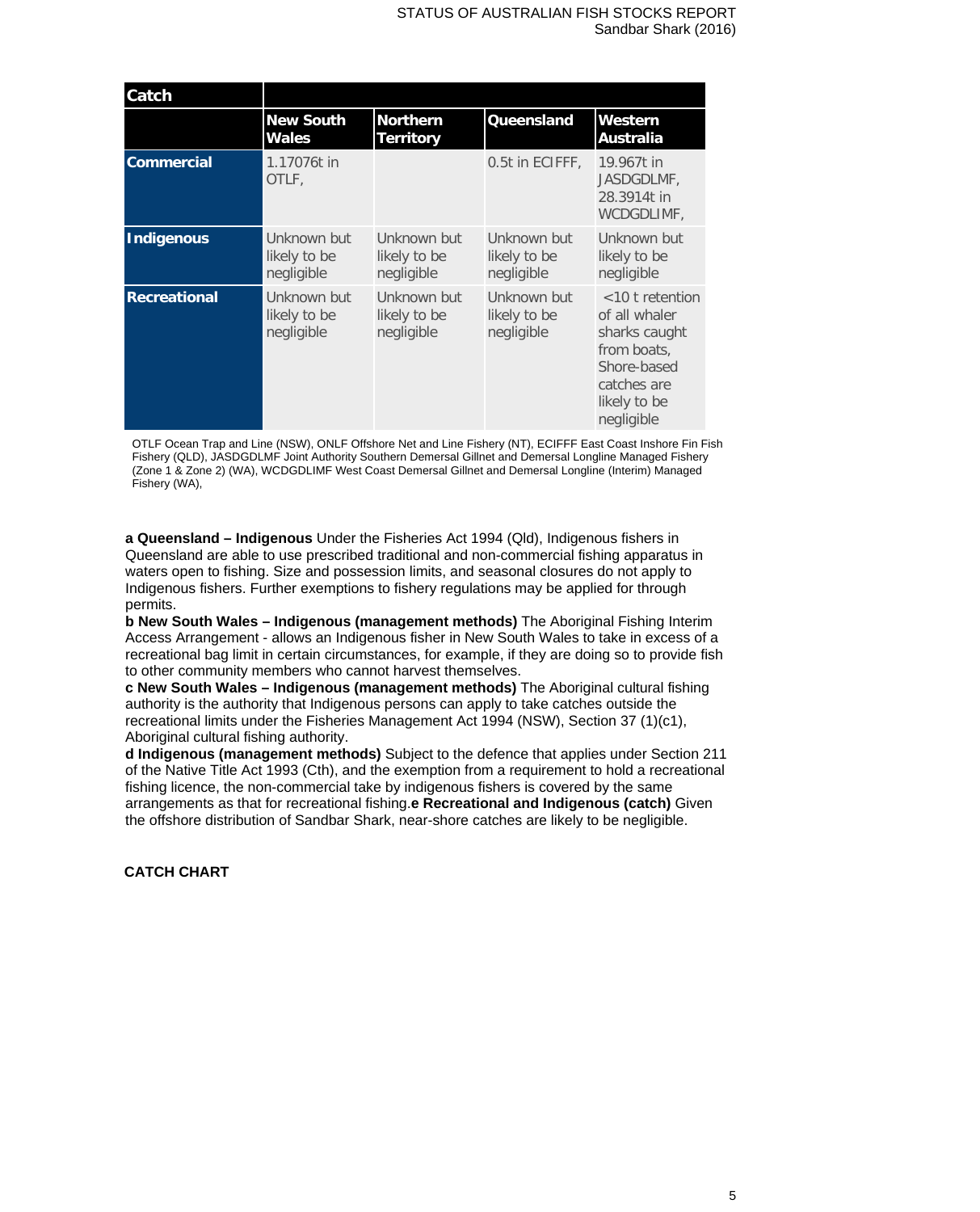| Catch | | | | |
|---|---|---|---|---|
| | New South Wales | Northern Territory | Queensland | Western Australia |
| **Commercial** | 1.17076t in OTLF, | | 0.5t in ECIFFF, | 19.967t in JASDGDLMF, 28.3914t in WCDGDLIMF, |
| **Indigenous** | Unknown but likely to be negligible | Unknown but likely to be negligible | Unknown but likely to be negligible | Unknown but likely to be negligible |
| **Recreational** | Unknown but likely to be negligible | Unknown but likely to be negligible | Unknown but likely to be negligible | <10 t retention of all whaler sharks caught from boats, Shore-based catches are likely to be negligible |

OTLF Ocean Trap and Line (NSW), ONLF Offshore Net and Line Fishery (NT), ECIFFF East Coast Inshore Fin Fish Fishery (QLD), JASDGDLMF Joint Authority Southern Demersal Gillnet and Demersal Longline Managed Fishery (Zone 1 & Zone 2) (WA), WCDGDLIMF West Coast Demersal Gillnet and Demersal Longline (Interim) Managed Fishery (WA),

**a Queensland – Indigenous** Under the Fisheries Act 1994 (Qld), Indigenous fishers in Queensland are able to use prescribed traditional and non-commercial fishing apparatus in waters open to fishing. Size and possession limits, and seasonal closures do not apply to Indigenous fishers. Further exemptions to fishery regulations may be applied for through permits.
**b New South Wales – Indigenous (management methods)** The Aboriginal Fishing Interim Access Arrangement - allows an Indigenous fisher in New South Wales to take in excess of a recreational bag limit in certain circumstances, for example, if they are doing so to provide fish to other community members who cannot harvest themselves.
**c New South Wales – Indigenous (management methods)** The Aboriginal cultural fishing authority is the authority that Indigenous persons can apply to take catches outside the recreational limits under the Fisheries Management Act 1994 (NSW), Section 37 (1)(c1), Aboriginal cultural fishing authority.
**d Indigenous (management methods)** Subject to the defence that applies under Section 211 of the Native Title Act 1993 (Cth), and the exemption from a requirement to hold a recreational fishing licence, the non-commercial take by indigenous fishers is covered by the same arrangements as that for recreational fishing.**e Recreational and Indigenous (catch)** Given the offshore distribution of Sandbar Shark, near-shore catches are likely to be negligible.

**CATCH CHART**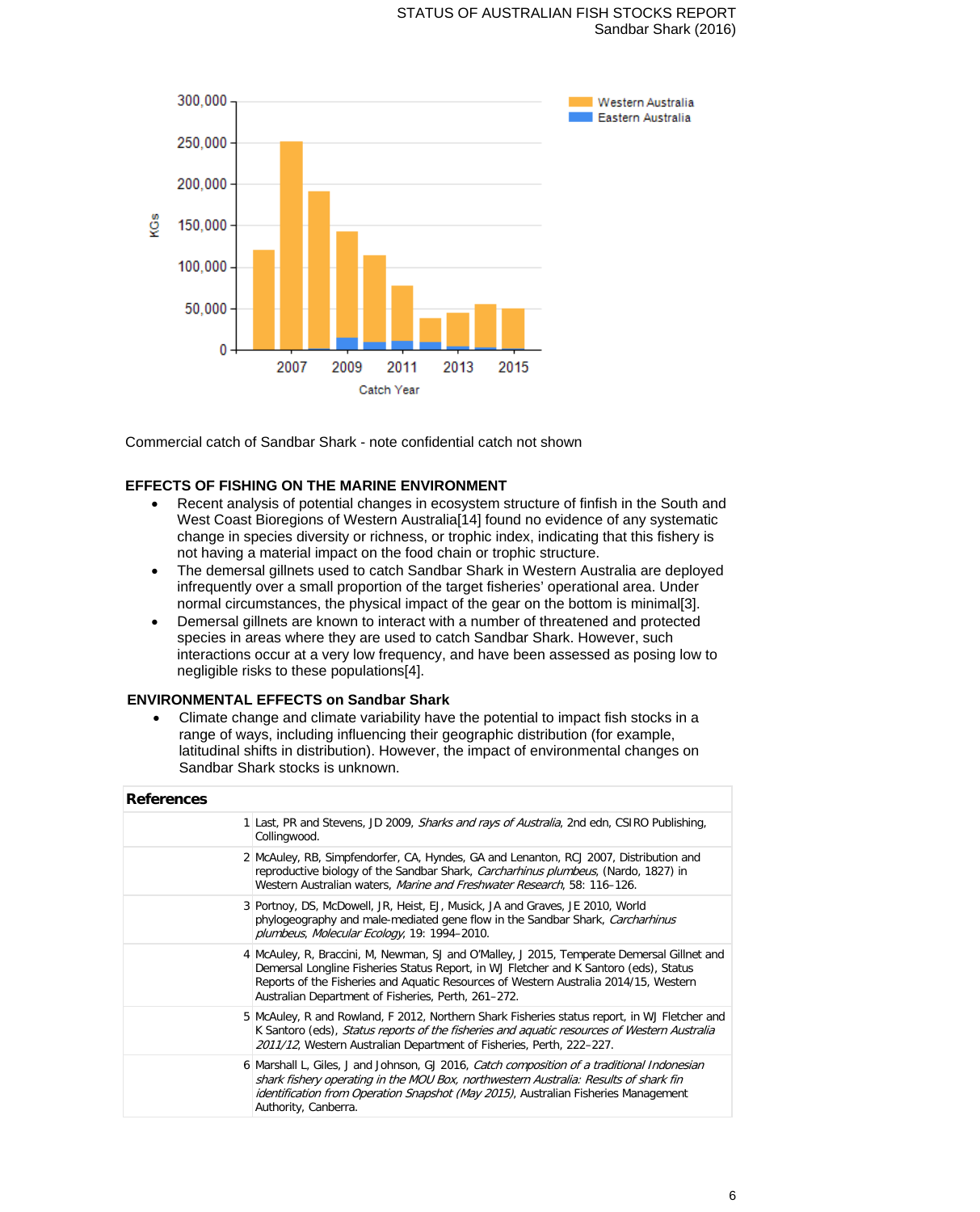Commercial catch of Sandbar Shark - note confidential catch not shown

### EFFECTS OF FISHING ON THE MARINE ENVIRONMENT

- Recent analysis of potential changes in ecosystem structure of finfish in the South and West Coast Bioregions of Western Australia[14] found no evidence of any systematic change in species diversity or richness, or trophic index, indicating that this fishery is not having a material impact on the food chain or trophic structure.
- The demersal gillnets used to catch Sandbar Shark in Western Australia are deployed infrequently over a small proportion of the target fisheries' operational area. Under normal circumstances, the physical impact of the gear on the bottom is minimal[3].
- Demersal gillnets are known to interact with a number of threatened and protected species in areas where they are used to catch Sandbar Shark. However, such interactions occur at a very low frequency, and have been assessed as posing low to negligible risks to these populations[4].

### ENVIRONMENTAL EFFECTS on Sandbar Shark

- Climate change and climate variability have the potential to impact fish stocks in a range of ways, including influencing their geographic distribution (for example, latitudinal shifts in distribution). However, the impact of environmental changes on Sandbar Shark stocks is unknown.

| References | |
|---|---|
| 1 | Last, PR and Stevens, JD 2009, *Sharks and rays of Australia*, 2nd edn, CSIRO Publishing, Collingwood. |
| 2 | McAuley, RB, Simpfendorfer, CA, Hyndes, GA and Lenanton, RCJ 2007, Distribution and reproductive biology of the Sandbar Shark, *Carcharhinus plumbeus*, (Nardo, 1827) in Western Australian waters, *Marine and Freshwater Research*, 58: 116–126. |
| 3 | Portnoy, DS, McDowell, JR, Heist, EJ, Musick, JA and Graves, JE 2010, World phylogeography and male-mediated gene flow in the Sandbar Shark, *Carcharhinus plumbeus*, *Molecular Ecology*, 19: 1994–2010. |
| 4 | McAuley, R, Braccini, M, Newman, SJ and O'Malley, J 2015, Temperate Demersal Gillnet and Demersal Longline Fisheries Status Report, in WJ Fletcher and K Santoro (eds), Status Reports of the Fisheries and Aquatic Resources of Western Australia 2014/15, Western Australian Department of Fisheries, Perth, 261–272. |
| 5 | McAuley, R and Rowland, F 2012, Northern Shark Fisheries status report, in WJ Fletcher and K Santoro (eds), *Status reports of the fisheries and aquatic resources of Western Australia 2011/12*, Western Australian Department of Fisheries, Perth, 222–227. |
| 6 | Marshall L, Giles, J and Johnson, GJ 2016, *Catch composition of a traditional Indonesian shark fishery operating in the MOU Box, northwestern Australia: Results of shark fin identification from Operation Snapshot (May 2015)*, Australian Fisheries Management Authority, Canberra. |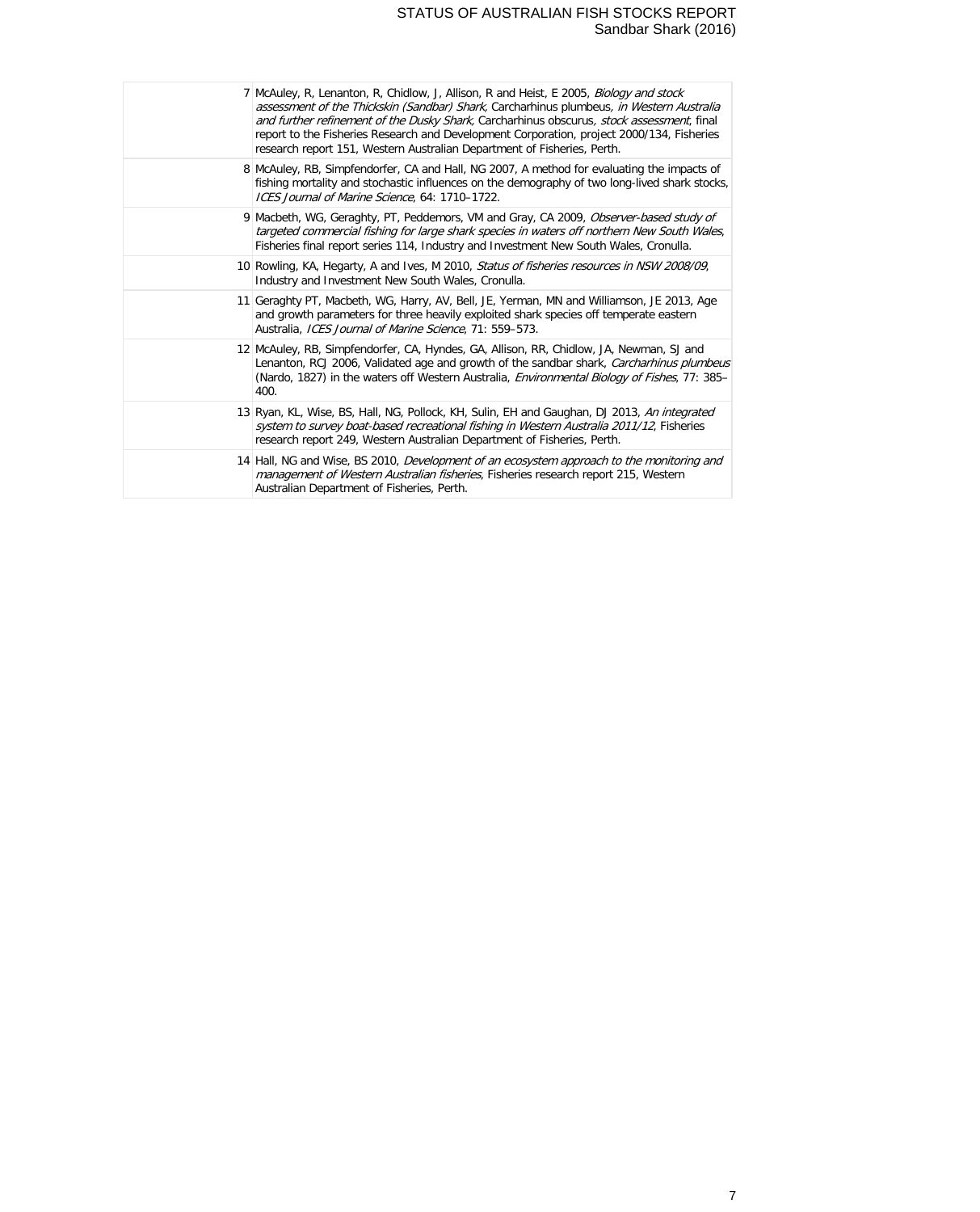| | |
|---|---|
| 7 | McAuley, R, Lenanton, R, Chidlow, J, Allison, R and Heist, E 2005, *Biology and stock assessment of the Thickskin (Sandbar) Shark,* Carcharhinus plumbeus*, in Western Australia and further refinement of the Dusky Shark,* Carcharhinus obscurus*, stock assessment*, final report to the Fisheries Research and Development Corporation, project 2000/134, Fisheries research report 151, Western Australian Department of Fisheries, Perth. |
| 8 | McAuley, RB, Simpfendorfer, CA and Hall, NG 2007, A method for evaluating the impacts of fishing mortality and stochastic influences on the demography of two long-lived shark stocks, *ICES Journal of Marine Science*, 64: 1710–1722. |
| 9 | Macbeth, WG, Geraghty, PT, Peddemors, VM and Gray, CA 2009, *Observer-based study of targeted commercial fishing for large shark species in waters off northern New South Wales*, Fisheries final report series 114, Industry and Investment New South Wales, Cronulla. |
| 10 | Rowling, KA, Hegarty, A and Ives, M 2010, *Status of fisheries resources in NSW 2008/09*, Industry and Investment New South Wales, Cronulla. |
| 11 | Geraghty PT, Macbeth, WG, Harry, AV, Bell, JE, Yerman, MN and Williamson, JE 2013, Age and growth parameters for three heavily exploited shark species off temperate eastern Australia, *ICES Journal of Marine Science*, 71: 559–573. |
| 12 | McAuley, RB, Simpfendorfer, CA, Hyndes, GA, Allison, RR, Chidlow, JA, Newman, SJ and Lenanton, RCJ 2006, Validated age and growth of the sandbar shark, *Carcharhinus plumbeus* (Nardo, 1827) in the waters off Western Australia, *Environmental Biology of Fishes*, 77: 385–400. |
| 13 | Ryan, KL, Wise, BS, Hall, NG, Pollock, KH, Sulin, EH and Gaughan, DJ 2013, *An integrated system to survey boat-based recreational fishing in Western Australia 2011/12*, Fisheries research report 249, Western Australian Department of Fisheries, Perth. |
| 14 | Hall, NG and Wise, BS 2010, *Development of an ecosystem approach to the monitoring and management of Western Australian fisheries*, Fisheries research report 215, Western Australian Department of Fisheries, Perth. |